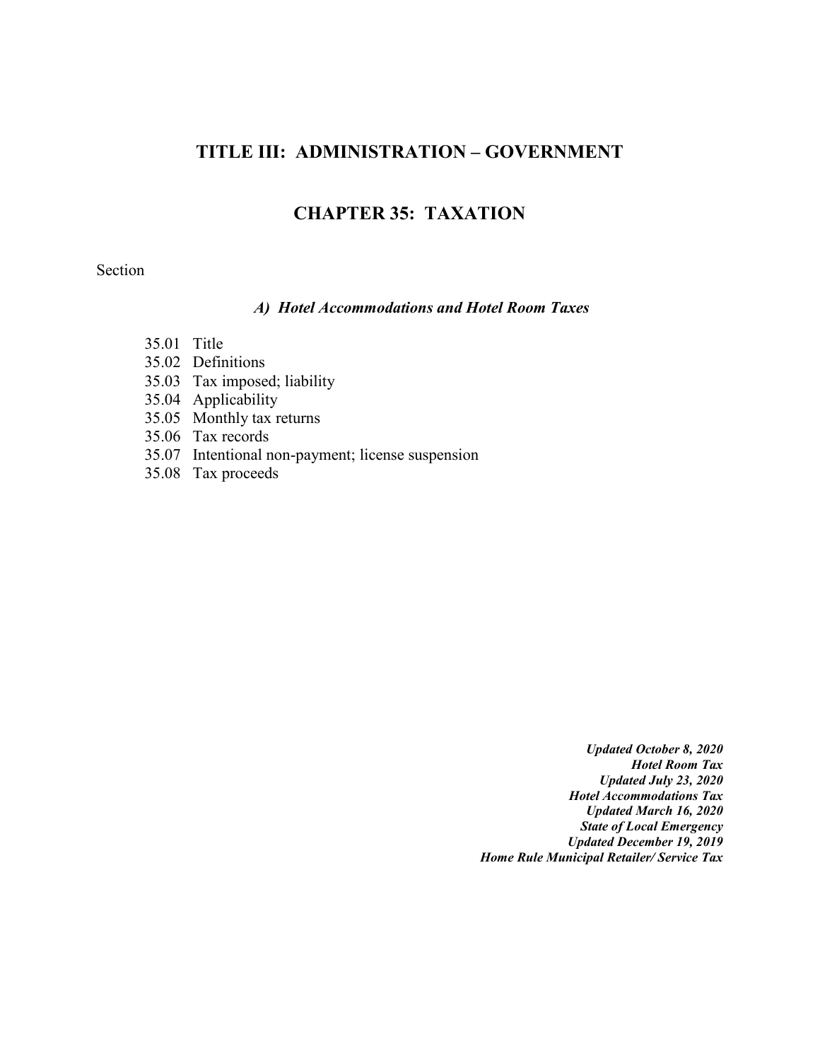# TITLE III: ADMINISTRATION – GOVERNMENT

## CHAPTER 35: TAXATION

Section

### *A) Hotel Accommodations and Hotel Room Taxes*

35.01 Title
35.02 Definitions
35.03 Tax imposed; liability
35.04 Applicability
35.05 Monthly tax returns
35.06 Tax records
35.07 Intentional non-payment; license suspension
35.08 Tax proceeds

***Updated October 8, 2020***
***Hotel Room Tax***
***Updated July 23, 2020***
***Hotel Accommodations Tax***
***Updated March 16, 2020***
***State of Local Emergency***
***Updated December 19, 2019***
***Home Rule Municipal Retailer/ Service Tax***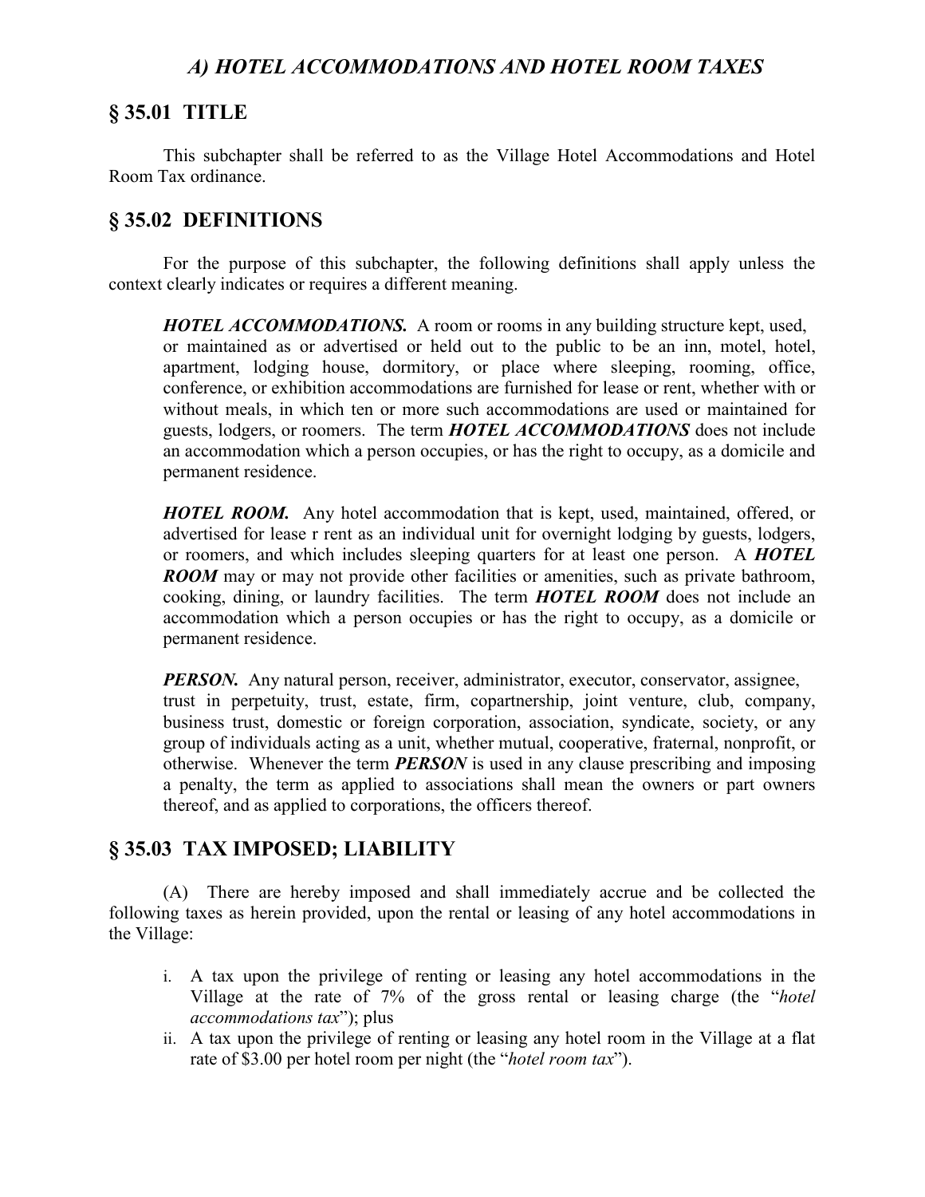## *A) HOTEL ACCOMMODATIONS AND HOTEL ROOM TAXES*

## § 35.01 TITLE

This subchapter shall be referred to as the Village Hotel Accommodations and Hotel Room Tax ordinance.

## § 35.02 DEFINITIONS

For the purpose of this subchapter, the following definitions shall apply unless the context clearly indicates or requires a different meaning.

> ***HOTEL ACCOMMODATIONS.*** A room or rooms in any building structure kept, used, or maintained as or advertised or held out to the public to be an inn, motel, hotel, apartment, lodging house, dormitory, or place where sleeping, rooming, office, conference, or exhibition accommodations are furnished for lease or rent, whether with or without meals, in which ten or more such accommodations are used or maintained for guests, lodgers, or roomers. The term ***HOTEL ACCOMMODATIONS*** does not include an accommodation which a person occupies, or has the right to occupy, as a domicile and permanent residence.
>
> ***HOTEL ROOM.*** Any hotel accommodation that is kept, used, maintained, offered, or advertised for lease r rent as an individual unit for overnight lodging by guests, lodgers, or roomers, and which includes sleeping quarters for at least one person. A ***HOTEL ROOM*** may or may not provide other facilities or amenities, such as private bathroom, cooking, dining, or laundry facilities. The term ***HOTEL ROOM*** does not include an accommodation which a person occupies or has the right to occupy, as a domicile or permanent residence.
>
> ***PERSON.*** Any natural person, receiver, administrator, executor, conservator, assignee, trust in perpetuity, trust, estate, firm, copartnership, joint venture, club, company, business trust, domestic or foreign corporation, association, syndicate, society, or any group of individuals acting as a unit, whether mutual, cooperative, fraternal, nonprofit, or otherwise. Whenever the term ***PERSON*** is used in any clause prescribing and imposing a penalty, the term as applied to associations shall mean the owners or part owners thereof, and as applied to corporations, the officers thereof.

## § 35.03 TAX IMPOSED; LIABILITY

(A) There are hereby imposed and shall immediately accrue and be collected the following taxes as herein provided, upon the rental or leasing of any hotel accommodations in the Village:

i. A tax upon the privilege of renting or leasing any hotel accommodations in the Village at the rate of 7% of the gross rental or leasing charge (the "*hotel accommodations tax*"); plus
ii. A tax upon the privilege of renting or leasing any hotel room in the Village at a flat rate of $3.00 per hotel room per night (the "*hotel room tax*").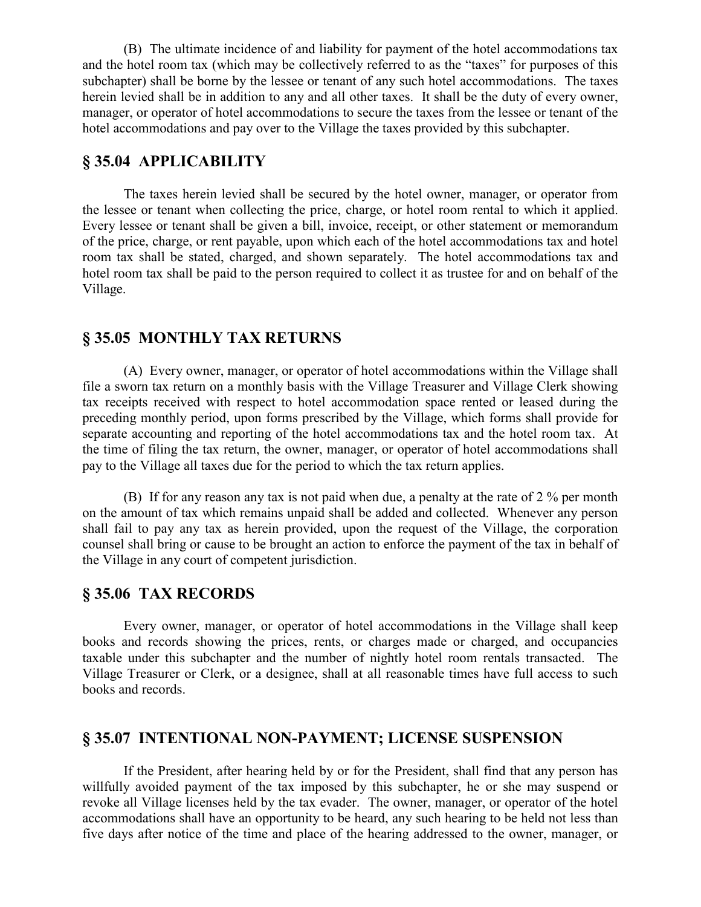(B) The ultimate incidence of and liability for payment of the hotel accommodations tax and the hotel room tax (which may be collectively referred to as the "taxes" for purposes of this subchapter) shall be borne by the lessee or tenant of any such hotel accommodations. The taxes herein levied shall be in addition to any and all other taxes. It shall be the duty of every owner, manager, or operator of hotel accommodations to secure the taxes from the lessee or tenant of the hotel accommodations and pay over to the Village the taxes provided by this subchapter.

## § 35.04 APPLICABILITY

The taxes herein levied shall be secured by the hotel owner, manager, or operator from the lessee or tenant when collecting the price, charge, or hotel room rental to which it applied. Every lessee or tenant shall be given a bill, invoice, receipt, or other statement or memorandum of the price, charge, or rent payable, upon which each of the hotel accommodations tax and hotel room tax shall be stated, charged, and shown separately. The hotel accommodations tax and hotel room tax shall be paid to the person required to collect it as trustee for and on behalf of the Village.

## § 35.05 MONTHLY TAX RETURNS

(A) Every owner, manager, or operator of hotel accommodations within the Village shall file a sworn tax return on a monthly basis with the Village Treasurer and Village Clerk showing tax receipts received with respect to hotel accommodation space rented or leased during the preceding monthly period, upon forms prescribed by the Village, which forms shall provide for separate accounting and reporting of the hotel accommodations tax and the hotel room tax. At the time of filing the tax return, the owner, manager, or operator of hotel accommodations shall pay to the Village all taxes due for the period to which the tax return applies.

(B) If for any reason any tax is not paid when due, a penalty at the rate of 2 % per month on the amount of tax which remains unpaid shall be added and collected. Whenever any person shall fail to pay any tax as herein provided, upon the request of the Village, the corporation counsel shall bring or cause to be brought an action to enforce the payment of the tax in behalf of the Village in any court of competent jurisdiction.

## § 35.06 TAX RECORDS

Every owner, manager, or operator of hotel accommodations in the Village shall keep books and records showing the prices, rents, or charges made or charged, and occupancies taxable under this subchapter and the number of nightly hotel room rentals transacted. The Village Treasurer or Clerk, or a designee, shall at all reasonable times have full access to such books and records.

## § 35.07 INTENTIONAL NON-PAYMENT; LICENSE SUSPENSION

If the President, after hearing held by or for the President, shall find that any person has willfully avoided payment of the tax imposed by this subchapter, he or she may suspend or revoke all Village licenses held by the tax evader. The owner, manager, or operator of the hotel accommodations shall have an opportunity to be heard, any such hearing to be held not less than five days after notice of the time and place of the hearing addressed to the owner, manager, or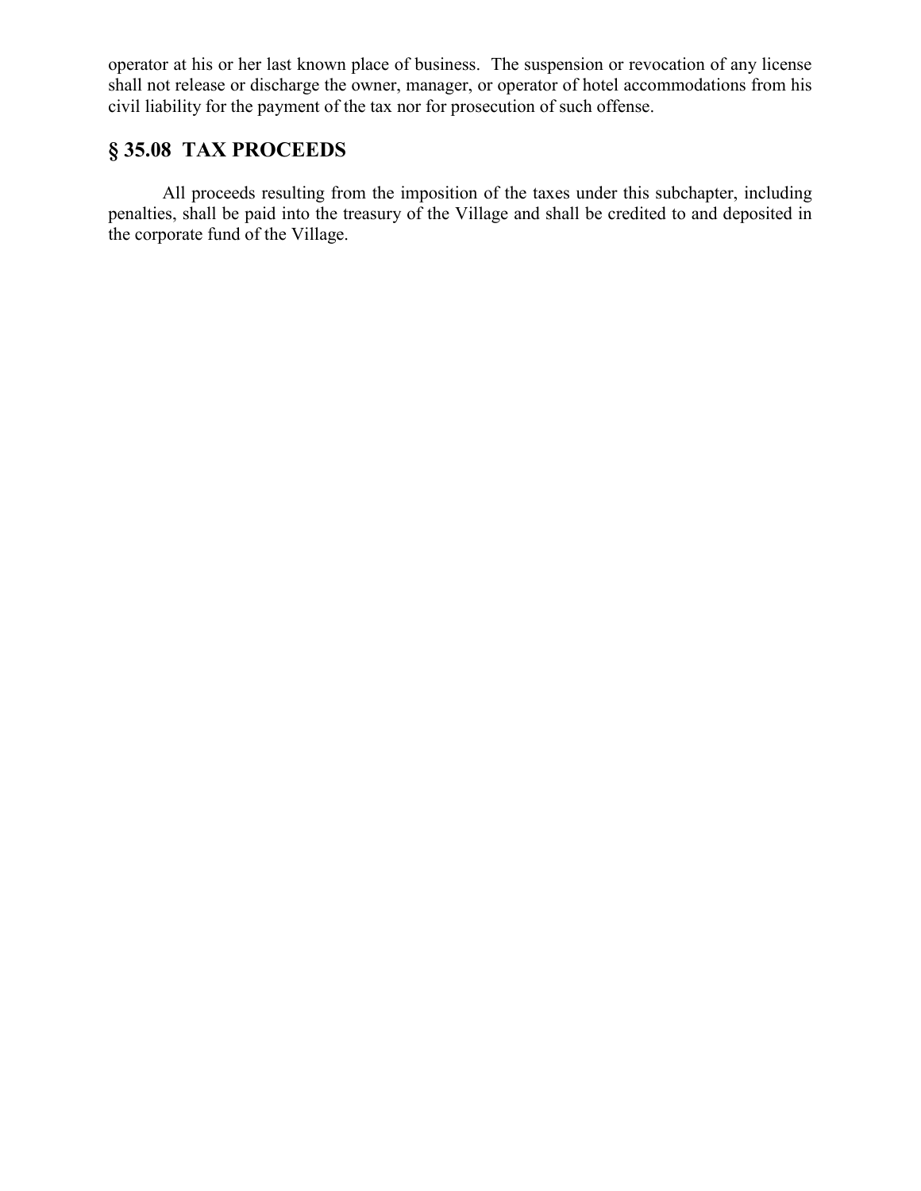operator at his or her last known place of business. The suspension or revocation of any license shall not release or discharge the owner, manager, or operator of hotel accommodations from his civil liability for the payment of the tax nor for prosecution of such offense.

## § 35.08 TAX PROCEEDS

All proceeds resulting from the imposition of the taxes under this subchapter, including penalties, shall be paid into the treasury of the Village and shall be credited to and deposited in the corporate fund of the Village.